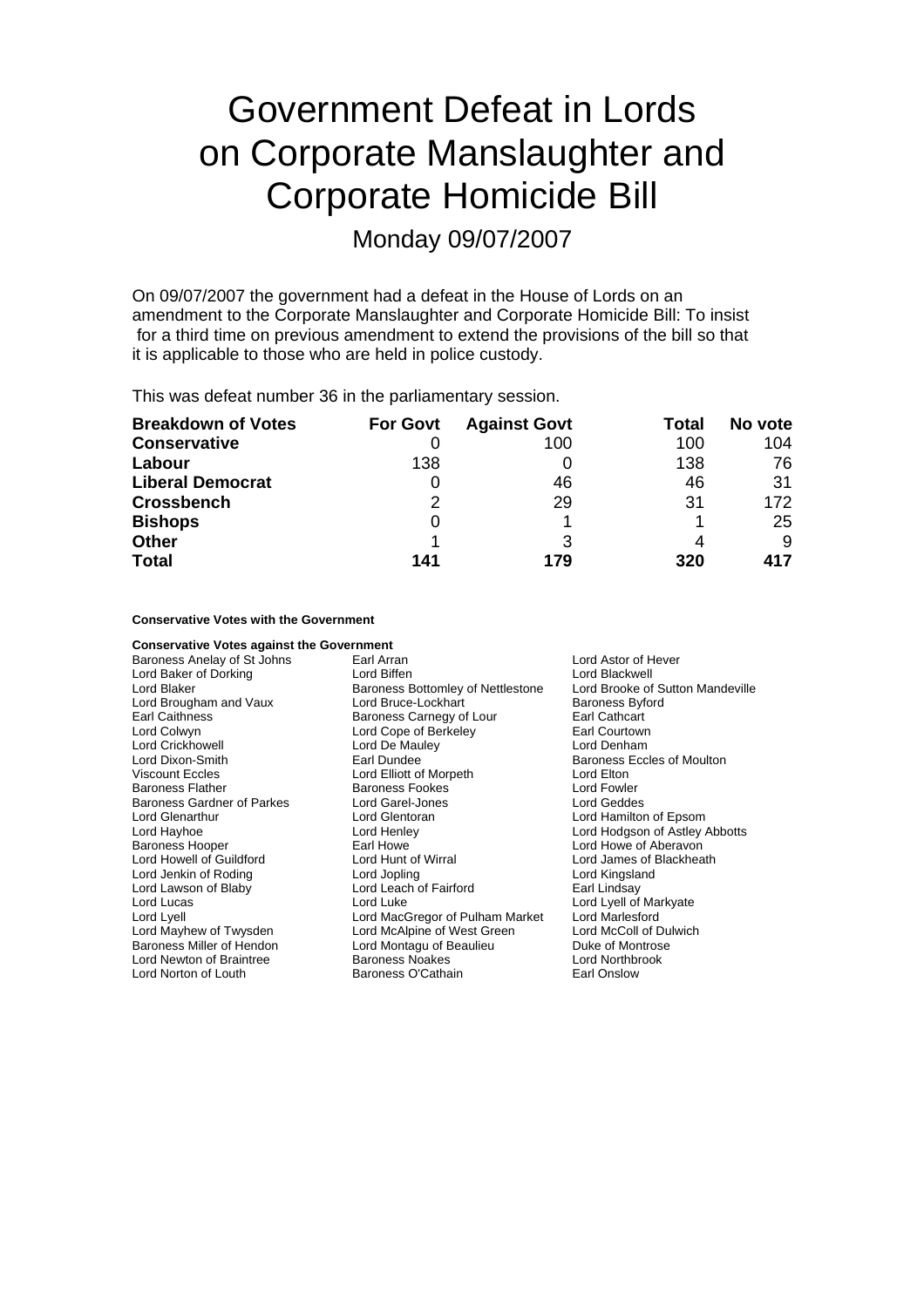# Government Defeat in Lords on Corporate Manslaughter and Corporate Homicide Bill

## Monday 09/07/2007

On 09/07/2007 the government had a defeat in the House of Lords on an amendment to the Corporate Manslaughter and Corporate Homicide Bill: To insist for a third time on previous amendment to extend the provisions of the bill so that it is applicable to those who are held in police custody.

This was defeat number 36 in the parliamentary session.

| Breakdown of Votes | For Govt | Against Govt | Total | No vote |
|---|---|---|---|---|
| **Conservative** | 0 | 100 | 100 | 104 |
| **Labour** | 138 | 0 | 138 | 76 |
| **Liberal Democrat** | 0 | 46 | 46 | 31 |
| **Crossbench** | 2 | 29 | 31 | 172 |
| **Bishops** | 0 | 1 | 1 | 25 |
| **Other** | 1 | 3 | 4 | 9 |
| **Total** | **141** | **179** | **320** | **417** |

**Conservative Votes with the Government**

**Conservative Votes against the Government**

Baroness Anelay of St Johns
Earl Arran
Lord Astor of Hever
Lord Baker of Dorking
Lord Biffen
Lord Blackwell
Lord Blaker
Baroness Bottomley of Nettlestone
Lord Brooke of Sutton Mandeville
Lord Brougham and Vaux
Lord Bruce-Lockhart
Baroness Byford
Earl Caithness
Baroness Carnegy of Lour
Earl Cathcart
Lord Colwyn
Lord Cope of Berkeley
Earl Courtown
Lord Crickhowell
Lord De Mauley
Lord Denham
Lord Dixon-Smith
Earl Dundee
Baroness Eccles of Moulton
Viscount Eccles
Lord Elliott of Morpeth
Lord Elton
Baroness Flather
Baroness Fookes
Lord Fowler
Baroness Gardner of Parkes
Lord Garel-Jones
Lord Geddes
Lord Glenarthur
Lord Glentoran
Lord Hamilton of Epsom
Lord Hayhoe
Lord Henley
Lord Hodgson of Astley Abbotts
Baroness Hooper
Earl Howe
Lord Howe of Aberavon
Lord Howell of Guildford
Lord Hunt of Wirral
Lord James of Blackheath
Lord Jenkin of Roding
Lord Jopling
Lord Kingsland
Lord Lawson of Blaby
Lord Leach of Fairford
Earl Lindsay
Lord Lucas
Lord Luke
Lord Lyell of Markyate
Lord Lyell
Lord MacGregor of Pulham Market
Lord Marlesford
Lord Mayhew of Twysden
Lord McAlpine of West Green
Lord McColl of Dulwich
Baroness Miller of Hendon
Lord Montagu of Beaulieu
Duke of Montrose
Lord Newton of Braintree
Baroness Noakes
Lord Northbrook
Lord Norton of Louth
Baroness O'Cathain
Earl Onslow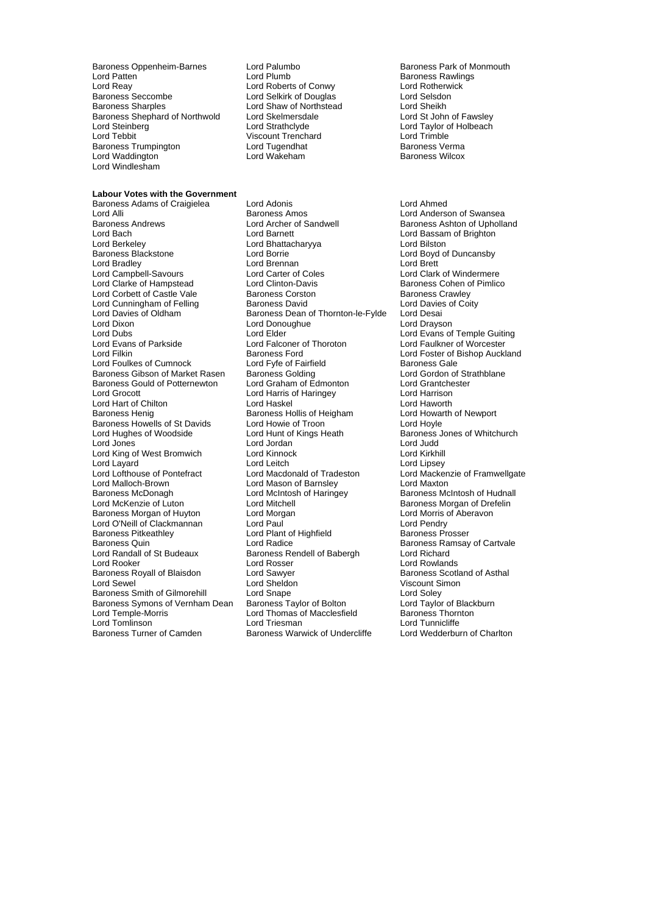Baroness Oppenheim-Barnes
Lord Palumbo
Baroness Park of Monmouth
Lord Patten
Lord Plumb
Baroness Rawlings
Lord Reay
Lord Roberts of Conwy
Lord Rotherwick
Baroness Seccombe
Lord Selkirk of Douglas
Lord Selsdon
Baroness Sharples
Lord Shaw of Northstead
Lord Sheikh
Baroness Shephard of Northwold
Lord Skelmersdale
Lord St John of Fawsley
Lord Steinberg
Lord Strathclyde
Lord Taylor of Holbeach
Lord Tebbit
Viscount Trenchard
Lord Trimble
Baroness Trumpington
Lord Tugendhat
Baroness Verma
Lord Waddington
Lord Wakeham
Baroness Wilcox
Lord Windlesham

**Labour Votes with the Government**

Baroness Adams of Craigielea
Lord Adonis
Lord Ahmed
Lord Alli
Baroness Amos
Lord Anderson of Swansea
Baroness Andrews
Lord Archer of Sandwell
Baroness Ashton of Upholland
Lord Bach
Lord Barnett
Lord Bassam of Brighton
Lord Berkeley
Lord Bhattacharyya
Lord Bilston
Baroness Blackstone
Lord Borrie
Lord Boyd of Duncansby
Lord Bradley
Lord Brennan
Lord Brett
Lord Campbell-Savours
Lord Carter of Coles
Lord Clark of Windermere
Lord Clarke of Hampstead
Lord Clinton-Davis
Baroness Cohen of Pimlico
Lord Corbett of Castle Vale
Baroness Corston
Baroness Crawley
Lord Cunningham of Felling
Baroness David
Lord Davies of Coity
Lord Davies of Oldham
Baroness Dean of Thornton-le-Fylde
Lord Desai
Lord Dixon
Lord Donoughue
Lord Drayson
Lord Dubs
Lord Elder
Lord Evans of Temple Guiting
Lord Evans of Parkside
Lord Falconer of Thoroton
Lord Faulkner of Worcester
Lord Filkin
Baroness Ford
Lord Foster of Bishop Auckland
Lord Foulkes of Cumnock
Lord Fyfe of Fairfield
Baroness Gale
Baroness Gibson of Market Rasen
Baroness Golding
Lord Gordon of Strathblane
Baroness Gould of Potternewton
Lord Graham of Edmonton
Lord Grantchester
Lord Grocott
Lord Harris of Haringey
Lord Harrison
Lord Hart of Chilton
Lord Haskel
Lord Haworth
Baroness Henig
Baroness Hollis of Heigham
Lord Howarth of Newport
Baroness Howells of St Davids
Lord Howie of Troon
Lord Hoyle
Lord Hughes of Woodside
Lord Hunt of Kings Heath
Baroness Jones of Whitchurch
Lord Jones
Lord Jordan
Lord Judd
Lord King of West Bromwich
Lord Kinnock
Lord Kirkhill
Lord Layard
Lord Leitch
Lord Lipsey
Lord Lofthouse of Pontefract
Lord Macdonald of Tradeston
Lord Mackenzie of Framwellgate
Lord Malloch-Brown
Lord Mason of Barnsley
Lord Maxton
Baroness McDonagh
Lord McIntosh of Haringey
Baroness McIntosh of Hudnall
Lord McKenzie of Luton
Lord Mitchell
Baroness Morgan of Drefelin
Baroness Morgan of Huyton
Lord Morgan
Lord Morris of Aberavon
Lord O'Neill of Clackmannan
Lord Paul
Lord Pendry
Baroness Pitkeathley
Lord Plant of Highfield
Baroness Prosser
Baroness Quin
Lord Radice
Baroness Ramsay of Cartvale
Lord Randall of St Budeaux
Baroness Rendell of Babergh
Lord Richard
Lord Rooker
Lord Rosser
Lord Rowlands
Baroness Royall of Blaisdon
Lord Sawyer
Baroness Scotland of Asthal
Lord Sewel
Lord Sheldon
Viscount Simon
Baroness Smith of Gilmorehill
Lord Snape
Lord Soley
Baroness Symons of Vernham Dean
Baroness Taylor of Bolton
Lord Taylor of Blackburn
Lord Temple-Morris
Lord Thomas of Macclesfield
Baroness Thornton
Lord Tomlinson
Lord Triesman
Lord Tunnicliffe
Baroness Turner of Camden
Baroness Warwick of Undercliffe
Lord Wedderburn of Charlton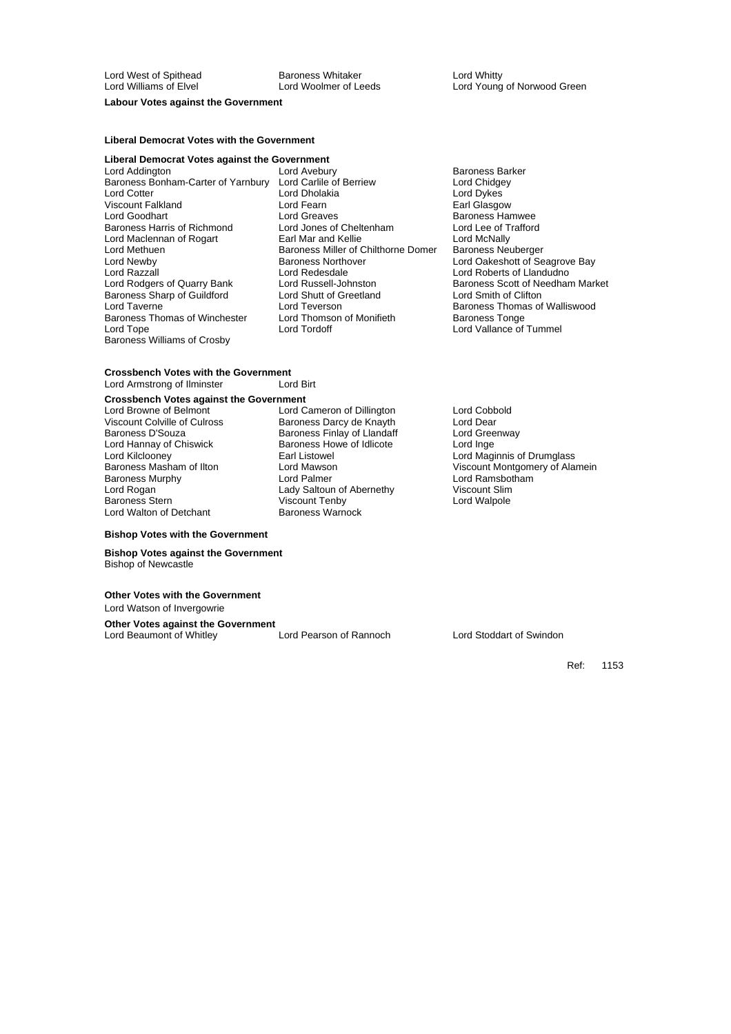Lord West of Spithead
Baroness Whitaker
Lord Whitty
Lord Williams of Elvel
Lord Woolmer of Leeds
Lord Young of Norwood Green

**Labour Votes against the Government**

**Liberal Democrat Votes with the Government**

**Liberal Democrat Votes against the Government**

Lord Addington
Lord Avebury
Baroness Barker
Baroness Bonham-Carter of Yarnbury
Lord Carlile of Berriew
Lord Chidgey
Lord Cotter
Lord Dholakia
Lord Dykes
Viscount Falkland
Lord Fearn
Earl Glasgow
Lord Goodhart
Lord Greaves
Baroness Hamwee
Baroness Harris of Richmond
Lord Jones of Cheltenham
Lord Lee of Trafford
Lord Maclennan of Rogart
Earl Mar and Kellie
Lord McNally
Lord Methuen
Baroness Miller of Chilthorne Domer
Baroness Neuberger
Lord Newby
Baroness Northover
Lord Oakeshott of Seagrove Bay
Lord Razzall
Lord Redesdale
Lord Roberts of Llandudno
Lord Rodgers of Quarry Bank
Lord Russell-Johnston
Baroness Scott of Needham Market
Baroness Sharp of Guildford
Lord Shutt of Greetland
Lord Smith of Clifton
Lord Taverne
Lord Teverson
Baroness Thomas of Walliswood
Baroness Thomas of Winchester
Lord Thomson of Monifieth
Baroness Tonge
Lord Tope
Lord Tordoff
Lord Vallance of Tummel
Baroness Williams of Crosby

**Crossbench Votes with the Government**

Lord Armstrong of Ilminster
Lord Birt

**Crossbench Votes against the Government**

Lord Browne of Belmont
Lord Cameron of Dillington
Lord Cobbold
Viscount Colville of Culross
Baroness Darcy de Knayth
Lord Dear
Baroness D'Souza
Baroness Finlay of Llandaff
Lord Greenway
Lord Hannay of Chiswick
Baroness Howe of Idlicote
Lord Inge
Lord Kilclooney
Earl Listowel
Lord Maginnis of Drumglass
Baroness Masham of Ilton
Lord Mawson
Viscount Montgomery of Alamein
Baroness Murphy
Lord Palmer
Lord Ramsbotham
Lord Rogan
Lady Saltoun of Abernethy
Viscount Slim
Baroness Stern
Viscount Tenby
Lord Walpole
Lord Walton of Detchant
Baroness Warnock

**Bishop Votes with the Government**

**Bishop Votes against the Government**

Bishop of Newcastle

**Other Votes with the Government**

Lord Watson of Invergowrie

**Other Votes against the Government**

Lord Beaumont of Whitley
Lord Pearson of Rannoch
Lord Stoddart of Swindon

Ref: 1153